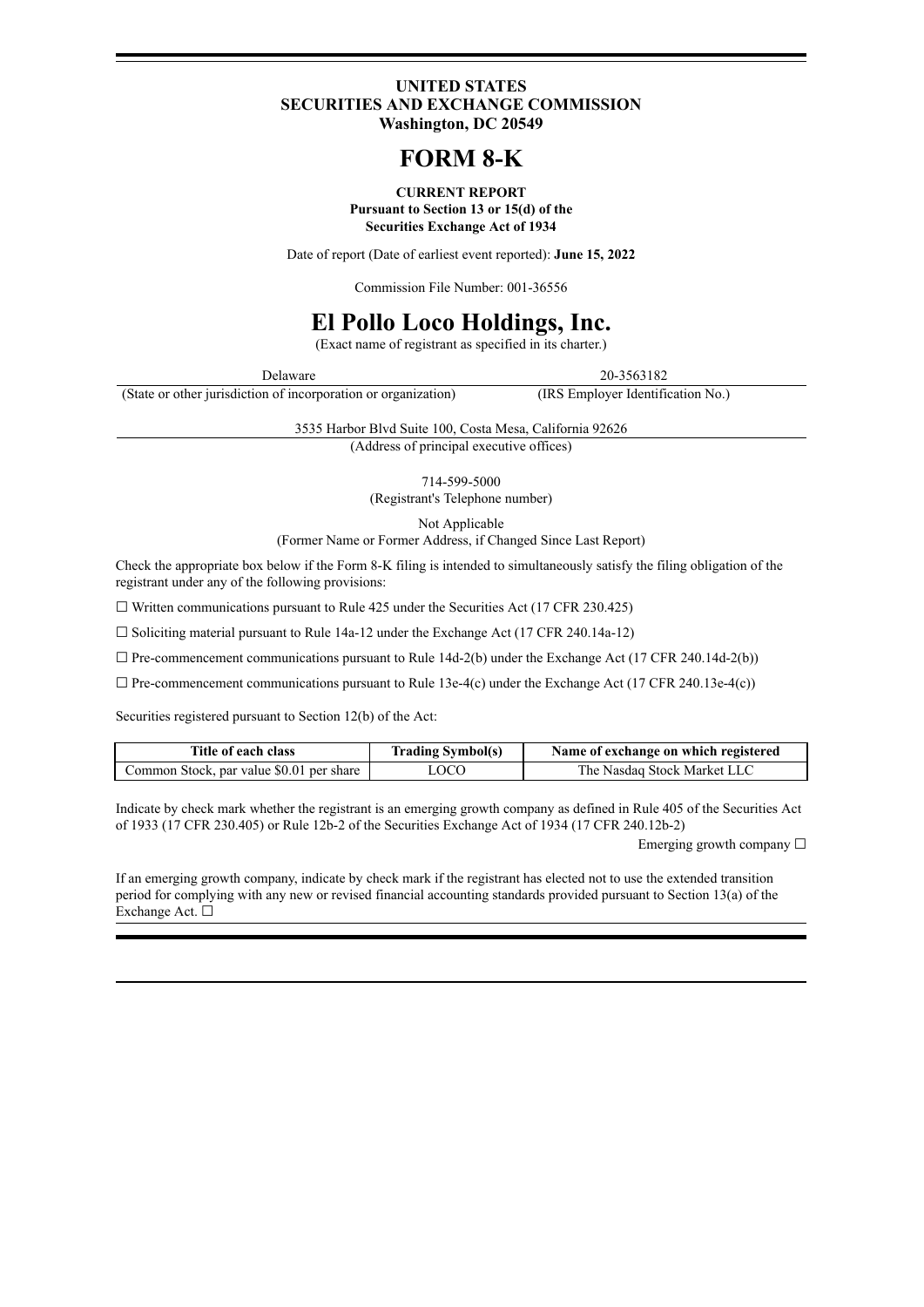**UNITED STATES**
**SECURITIES AND EXCHANGE COMMISSION**
**Washington, DC 20549**

# FORM 8-K

**CURRENT REPORT**
**Pursuant to Section 13 or 15(d) of the**
**Securities Exchange Act of 1934**

Date of report (Date of earliest event reported): **June 15, 2022**

Commission File Number: 001-36556

# El Pollo Loco Holdings, Inc.

(Exact name of registrant as specified in its charter.)

| Delaware | 20-3563182 |
|---|---|
| (State or other jurisdiction of incorporation or organization) | (IRS Employer Identification No.) |

3535 Harbor Blvd Suite 100, Costa Mesa, California 92626
(Address of principal executive offices)

714-599-5000
(Registrant's Telephone number)

Not Applicable
(Former Name or Former Address, if Changed Since Last Report)

Check the appropriate box below if the Form 8-K filing is intended to simultaneously satisfy the filing obligation of the registrant under any of the following provisions:

☐ Written communications pursuant to Rule 425 under the Securities Act (17 CFR 230.425)

☐ Soliciting material pursuant to Rule 14a-12 under the Exchange Act (17 CFR 240.14a-12)

☐ Pre-commencement communications pursuant to Rule 14d-2(b) under the Exchange Act (17 CFR 240.14d-2(b))

☐ Pre-commencement communications pursuant to Rule 13e-4(c) under the Exchange Act (17 CFR 240.13e-4(c))

Securities registered pursuant to Section 12(b) of the Act:

| Title of each class | Trading Symbol(s) | Name of exchange on which registered |
|---|---|---|
| Common Stock, par value $0.01 per share | LOCO | The Nasdaq Stock Market LLC |

Indicate by check mark whether the registrant is an emerging growth company as defined in Rule 405 of the Securities Act of 1933 (17 CFR 230.405) or Rule 12b-2 of the Securities Exchange Act of 1934 (17 CFR 240.12b-2)

Emerging growth company ☐

If an emerging growth company, indicate by check mark if the registrant has elected not to use the extended transition period for complying with any new or revised financial accounting standards provided pursuant to Section 13(a) of the Exchange Act. ☐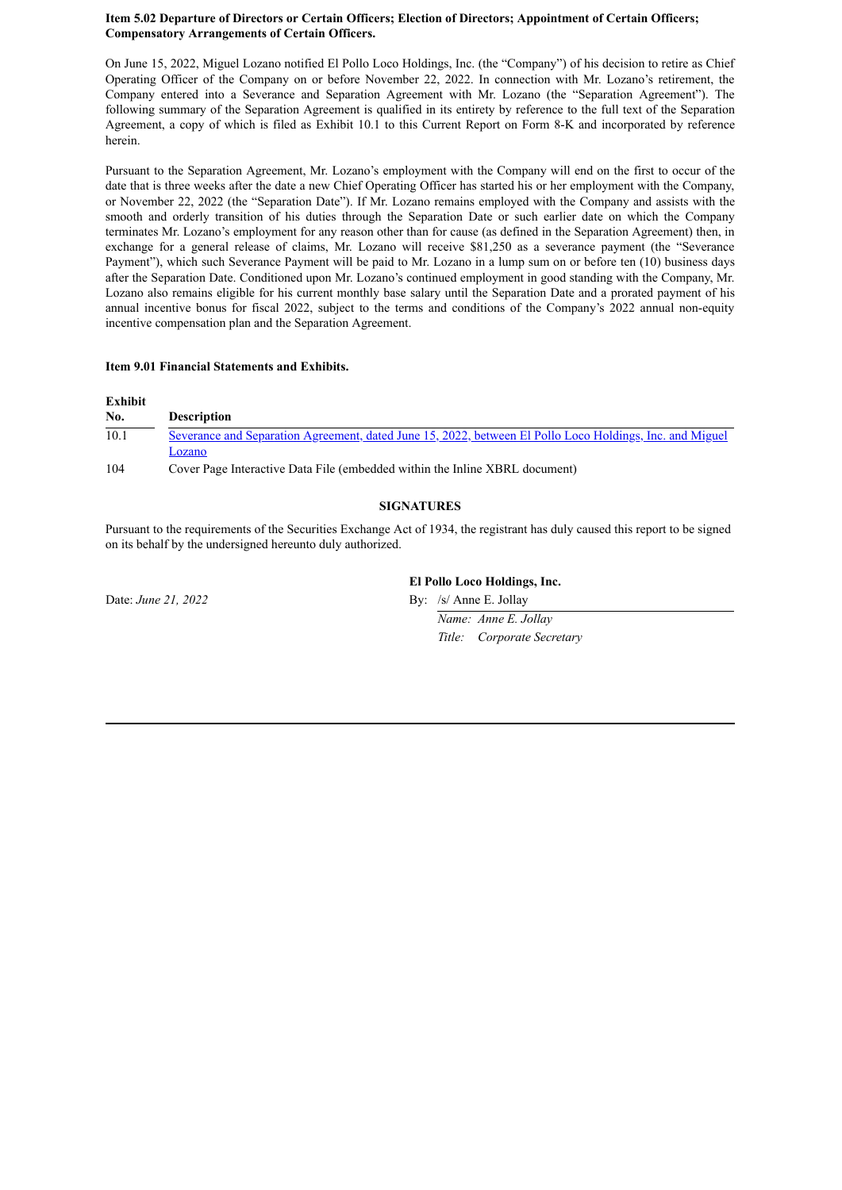**Item 5.02 Departure of Directors or Certain Officers; Election of Directors; Appointment of Certain Officers; Compensatory Arrangements of Certain Officers.**

On June 15, 2022, Miguel Lozano notified El Pollo Loco Holdings, Inc. (the "Company") of his decision to retire as Chief Operating Officer of the Company on or before November 22, 2022. In connection with Mr. Lozano's retirement, the Company entered into a Severance and Separation Agreement with Mr. Lozano (the "Separation Agreement"). The following summary of the Separation Agreement is qualified in its entirety by reference to the full text of the Separation Agreement, a copy of which is filed as Exhibit 10.1 to this Current Report on Form 8-K and incorporated by reference herein.

Pursuant to the Separation Agreement, Mr. Lozano's employment with the Company will end on the first to occur of the date that is three weeks after the date a new Chief Operating Officer has started his or her employment with the Company, or November 22, 2022 (the "Separation Date"). If Mr. Lozano remains employed with the Company and assists with the smooth and orderly transition of his duties through the Separation Date or such earlier date on which the Company terminates Mr. Lozano's employment for any reason other than for cause (as defined in the Separation Agreement) then, in exchange for a general release of claims, Mr. Lozano will receive $81,250 as a severance payment (the "Severance Payment"), which such Severance Payment will be paid to Mr. Lozano in a lump sum on or before ten (10) business days after the Separation Date. Conditioned upon Mr. Lozano's continued employment in good standing with the Company, Mr. Lozano also remains eligible for his current monthly base salary until the Separation Date and a prorated payment of his annual incentive bonus for fiscal 2022, subject to the terms and conditions of the Company's 2022 annual non-equity incentive compensation plan and the Separation Agreement.

**Item 9.01 Financial Statements and Exhibits.**

| Exhibit No. | Description |
|---|---|
| 10.1 | Severance and Separation Agreement, dated June 15, 2022, between El Pollo Loco Holdings, Inc. and Miguel Lozano |
| 104 | Cover Page Interactive Data File (embedded within the Inline XBRL document) |

**SIGNATURES**

Pursuant to the requirements of the Securities Exchange Act of 1934, the registrant has duly caused this report to be signed on its behalf by the undersigned hereunto duly authorized.

**El Pollo Loco Holdings, Inc.**

Date: *June 21, 2022*

By: /s/ Anne E. Jollay

*Name: Anne E. Jollay*

*Title: Corporate Secretary*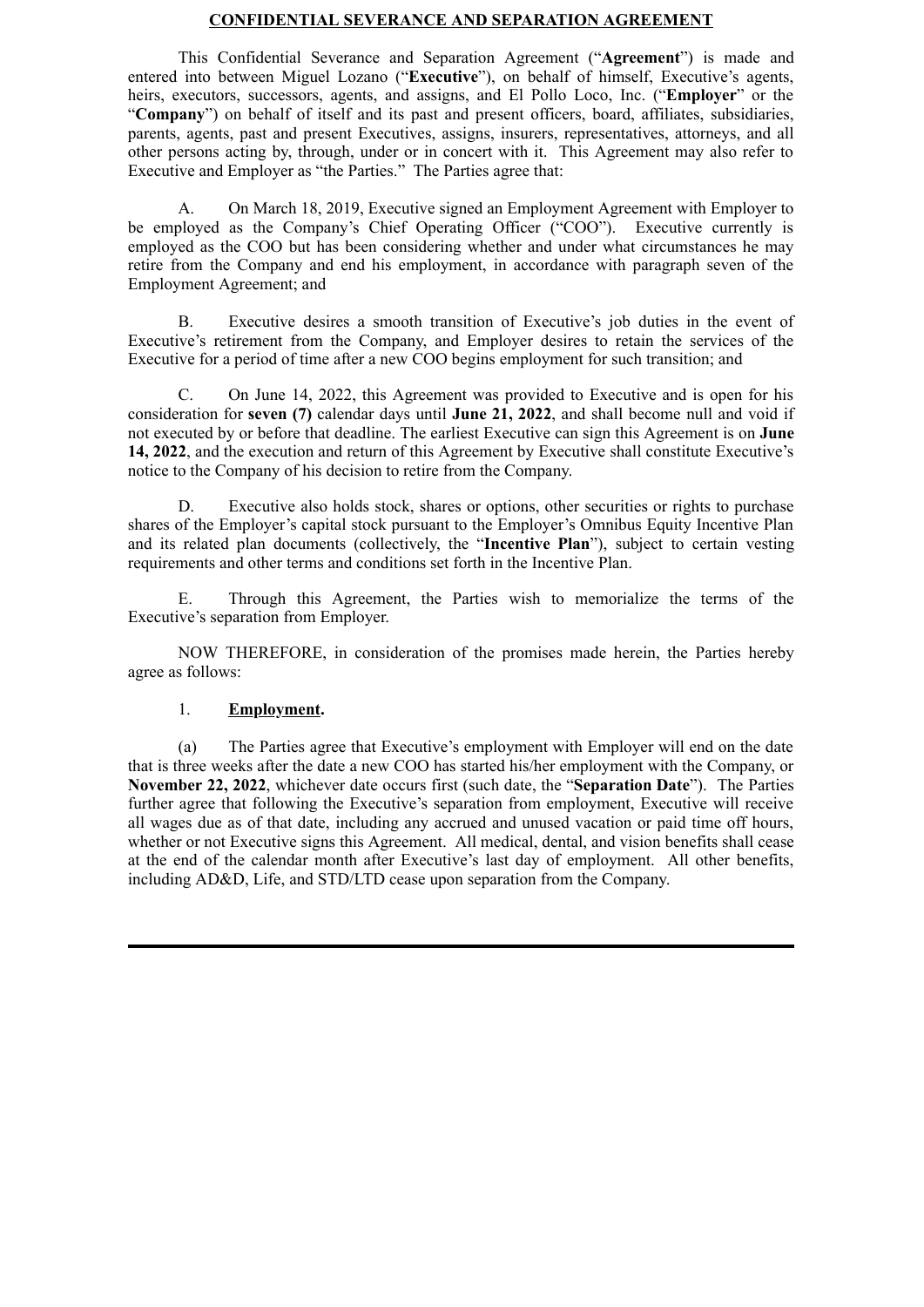# CONFIDENTIAL SEVERANCE AND SEPARATION AGREEMENT

This Confidential Severance and Separation Agreement ("**Agreement**") is made and entered into between Miguel Lozano ("**Executive**"), on behalf of himself, Executive's agents, heirs, executors, successors, agents, and assigns, and El Pollo Loco, Inc. ("**Employer**" or the "**Company**") on behalf of itself and its past and present officers, board, affiliates, subsidiaries, parents, agents, past and present Executives, assigns, insurers, representatives, attorneys, and all other persons acting by, through, under or in concert with it. This Agreement may also refer to Executive and Employer as "the Parties." The Parties agree that:

A. On March 18, 2019, Executive signed an Employment Agreement with Employer to be employed as the Company's Chief Operating Officer ("COO"). Executive currently is employed as the COO but has been considering whether and under what circumstances he may retire from the Company and end his employment, in accordance with paragraph seven of the Employment Agreement; and

B. Executive desires a smooth transition of Executive's job duties in the event of Executive's retirement from the Company, and Employer desires to retain the services of the Executive for a period of time after a new COO begins employment for such transition; and

C. On June 14, 2022, this Agreement was provided to Executive and is open for his consideration for **seven (7)** calendar days until **June 21, 2022**, and shall become null and void if not executed by or before that deadline. The earliest Executive can sign this Agreement is on **June 14, 2022**, and the execution and return of this Agreement by Executive shall constitute Executive's notice to the Company of his decision to retire from the Company.

D. Executive also holds stock, shares or options, other securities or rights to purchase shares of the Employer's capital stock pursuant to the Employer's Omnibus Equity Incentive Plan and its related plan documents (collectively, the "**Incentive Plan**"), subject to certain vesting requirements and other terms and conditions set forth in the Incentive Plan.

E. Through this Agreement, the Parties wish to memorialize the terms of the Executive's separation from Employer.

NOW THEREFORE, in consideration of the promises made herein, the Parties hereby agree as follows:

1. **Employment.**

(a) The Parties agree that Executive's employment with Employer will end on the date that is three weeks after the date a new COO has started his/her employment with the Company, or **November 22, 2022**, whichever date occurs first (such date, the "**Separation Date**"). The Parties further agree that following the Executive's separation from employment, Executive will receive all wages due as of that date, including any accrued and unused vacation or paid time off hours, whether or not Executive signs this Agreement. All medical, dental, and vision benefits shall cease at the end of the calendar month after Executive's last day of employment. All other benefits, including AD&D, Life, and STD/LTD cease upon separation from the Company.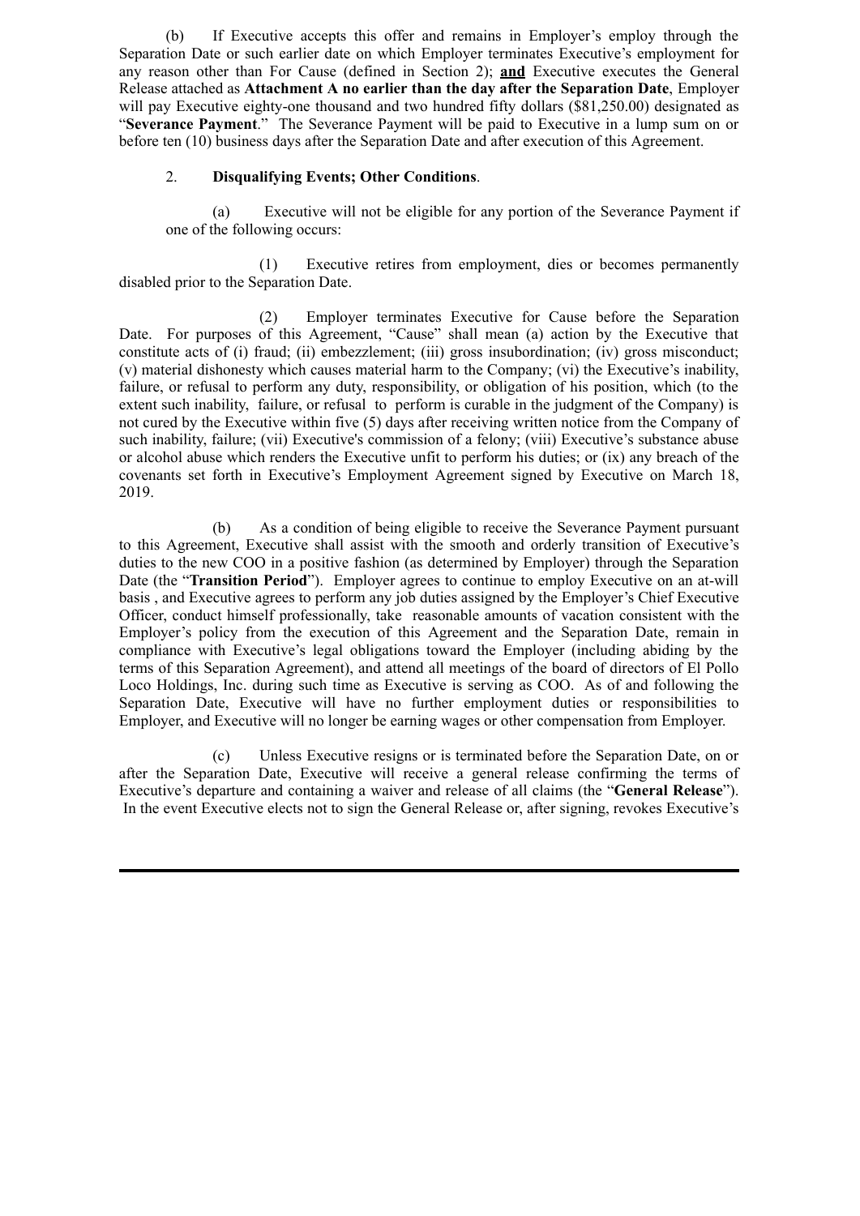(b) If Executive accepts this offer and remains in Employer's employ through the Separation Date or such earlier date on which Employer terminates Executive's employment for any reason other than For Cause (defined in Section 2); **and** Executive executes the General Release attached as **Attachment A no earlier than the day after the Separation Date**, Employer will pay Executive eighty-one thousand and two hundred fifty dollars ($81,250.00) designated as "**Severance Payment**." The Severance Payment will be paid to Executive in a lump sum on or before ten (10) business days after the Separation Date and after execution of this Agreement.

2. **Disqualifying Events; Other Conditions**.

(a) Executive will not be eligible for any portion of the Severance Payment if one of the following occurs:

(1) Executive retires from employment, dies or becomes permanently disabled prior to the Separation Date.

(2) Employer terminates Executive for Cause before the Separation Date. For purposes of this Agreement, "Cause" shall mean (a) action by the Executive that constitute acts of (i) fraud; (ii) embezzlement; (iii) gross insubordination; (iv) gross misconduct; (v) material dishonesty which causes material harm to the Company; (vi) the Executive's inability, failure, or refusal to perform any duty, responsibility, or obligation of his position, which (to the extent such inability, failure, or refusal to perform is curable in the judgment of the Company) is not cured by the Executive within five (5) days after receiving written notice from the Company of such inability, failure; (vii) Executive's commission of a felony; (viii) Executive's substance abuse or alcohol abuse which renders the Executive unfit to perform his duties; or (ix) any breach of the covenants set forth in Executive's Employment Agreement signed by Executive on March 18, 2019.

(b) As a condition of being eligible to receive the Severance Payment pursuant to this Agreement, Executive shall assist with the smooth and orderly transition of Executive's duties to the new COO in a positive fashion (as determined by Employer) through the Separation Date (the "**Transition Period**"). Employer agrees to continue to employ Executive on an at-will basis , and Executive agrees to perform any job duties assigned by the Employer's Chief Executive Officer, conduct himself professionally, take reasonable amounts of vacation consistent with the Employer's policy from the execution of this Agreement and the Separation Date, remain in compliance with Executive's legal obligations toward the Employer (including abiding by the terms of this Separation Agreement), and attend all meetings of the board of directors of El Pollo Loco Holdings, Inc. during such time as Executive is serving as COO. As of and following the Separation Date, Executive will have no further employment duties or responsibilities to Employer, and Executive will no longer be earning wages or other compensation from Employer.

(c) Unless Executive resigns or is terminated before the Separation Date, on or after the Separation Date, Executive will receive a general release confirming the terms of Executive's departure and containing a waiver and release of all claims (the "**General Release**"). In the event Executive elects not to sign the General Release or, after signing, revokes Executive's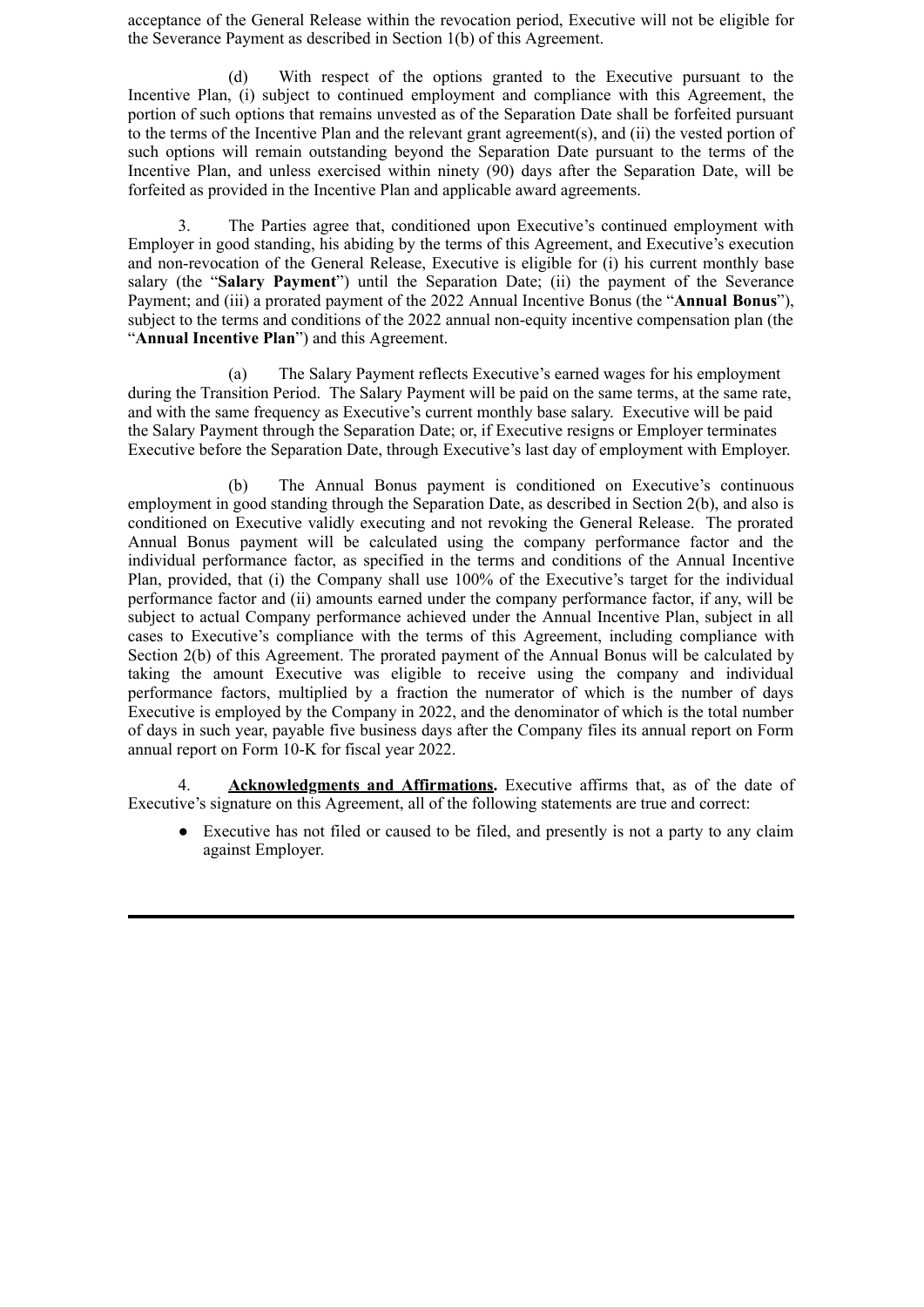acceptance of the General Release within the revocation period, Executive will not be eligible for the Severance Payment as described in Section 1(b) of this Agreement.

(d) With respect of the options granted to the Executive pursuant to the Incentive Plan, (i) subject to continued employment and compliance with this Agreement, the portion of such options that remains unvested as of the Separation Date shall be forfeited pursuant to the terms of the Incentive Plan and the relevant grant agreement(s), and (ii) the vested portion of such options will remain outstanding beyond the Separation Date pursuant to the terms of the Incentive Plan, and unless exercised within ninety (90) days after the Separation Date, will be forfeited as provided in the Incentive Plan and applicable award agreements.

3. The Parties agree that, conditioned upon Executive's continued employment with Employer in good standing, his abiding by the terms of this Agreement, and Executive's execution and non-revocation of the General Release, Executive is eligible for (i) his current monthly base salary (the "**Salary Payment**") until the Separation Date; (ii) the payment of the Severance Payment; and (iii) a prorated payment of the 2022 Annual Incentive Bonus (the "**Annual Bonus**"), subject to the terms and conditions of the 2022 annual non-equity incentive compensation plan (the "**Annual Incentive Plan**") and this Agreement.

(a) The Salary Payment reflects Executive's earned wages for his employment during the Transition Period. The Salary Payment will be paid on the same terms, at the same rate, and with the same frequency as Executive's current monthly base salary. Executive will be paid the Salary Payment through the Separation Date; or, if Executive resigns or Employer terminates Executive before the Separation Date, through Executive's last day of employment with Employer.

(b) The Annual Bonus payment is conditioned on Executive's continuous employment in good standing through the Separation Date, as described in Section 2(b), and also is conditioned on Executive validly executing and not revoking the General Release. The prorated Annual Bonus payment will be calculated using the company performance factor and the individual performance factor, as specified in the terms and conditions of the Annual Incentive Plan, provided, that (i) the Company shall use 100% of the Executive's target for the individual performance factor and (ii) amounts earned under the company performance factor, if any, will be subject to actual Company performance achieved under the Annual Incentive Plan, subject in all cases to Executive's compliance with the terms of this Agreement, including compliance with Section 2(b) of this Agreement. The prorated payment of the Annual Bonus will be calculated by taking the amount Executive was eligible to receive using the company and individual performance factors, multiplied by a fraction the numerator of which is the number of days Executive is employed by the Company in 2022, and the denominator of which is the total number of days in such year, payable five business days after the Company files its annual report on Form annual report on Form 10-K for fiscal year 2022.

4. **Acknowledgments and Affirmations.** Executive affirms that, as of the date of Executive's signature on this Agreement, all of the following statements are true and correct:

- Executive has not filed or caused to be filed, and presently is not a party to any claim against Employer.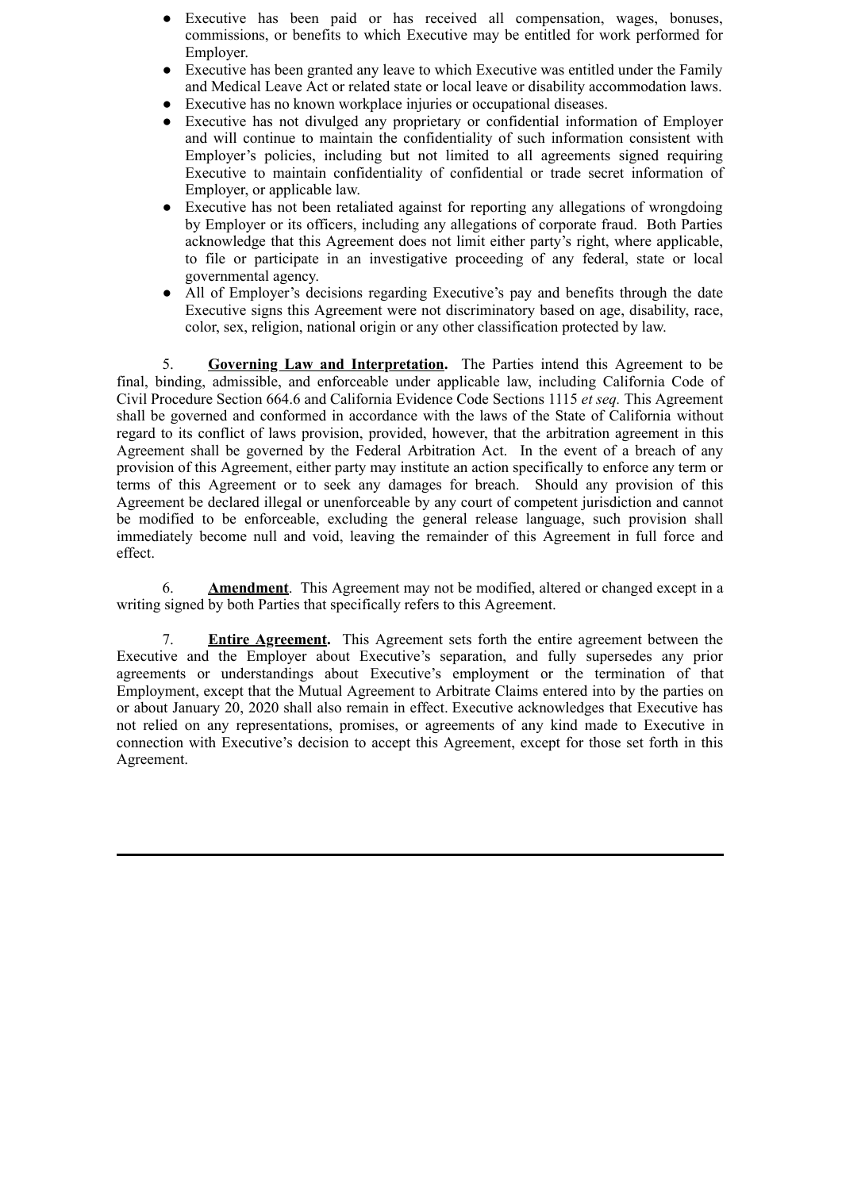- Executive has been paid or has received all compensation, wages, bonuses, commissions, or benefits to which Executive may be entitled for work performed for Employer.
- Executive has been granted any leave to which Executive was entitled under the Family and Medical Leave Act or related state or local leave or disability accommodation laws.
- Executive has no known workplace injuries or occupational diseases.
- Executive has not divulged any proprietary or confidential information of Employer and will continue to maintain the confidentiality of such information consistent with Employer's policies, including but not limited to all agreements signed requiring Executive to maintain confidentiality of confidential or trade secret information of Employer, or applicable law.
- Executive has not been retaliated against for reporting any allegations of wrongdoing by Employer or its officers, including any allegations of corporate fraud. Both Parties acknowledge that this Agreement does not limit either party's right, where applicable, to file or participate in an investigative proceeding of any federal, state or local governmental agency.
- All of Employer's decisions regarding Executive's pay and benefits through the date Executive signs this Agreement were not discriminatory based on age, disability, race, color, sex, religion, national origin or any other classification protected by law.

5. **Governing Law and Interpretation.** The Parties intend this Agreement to be final, binding, admissible, and enforceable under applicable law, including California Code of Civil Procedure Section 664.6 and California Evidence Code Sections 1115 *et seq.* This Agreement shall be governed and conformed in accordance with the laws of the State of California without regard to its conflict of laws provision, provided, however, that the arbitration agreement in this Agreement shall be governed by the Federal Arbitration Act. In the event of a breach of any provision of this Agreement, either party may institute an action specifically to enforce any term or terms of this Agreement or to seek any damages for breach. Should any provision of this Agreement be declared illegal or unenforceable by any court of competent jurisdiction and cannot be modified to be enforceable, excluding the general release language, such provision shall immediately become null and void, leaving the remainder of this Agreement in full force and effect.

6. **Amendment**. This Agreement may not be modified, altered or changed except in a writing signed by both Parties that specifically refers to this Agreement.

7. **Entire Agreement.** This Agreement sets forth the entire agreement between the Executive and the Employer about Executive's separation, and fully supersedes any prior agreements or understandings about Executive's employment or the termination of that Employment, except that the Mutual Agreement to Arbitrate Claims entered into by the parties on or about January 20, 2020 shall also remain in effect. Executive acknowledges that Executive has not relied on any representations, promises, or agreements of any kind made to Executive in connection with Executive's decision to accept this Agreement, except for those set forth in this Agreement.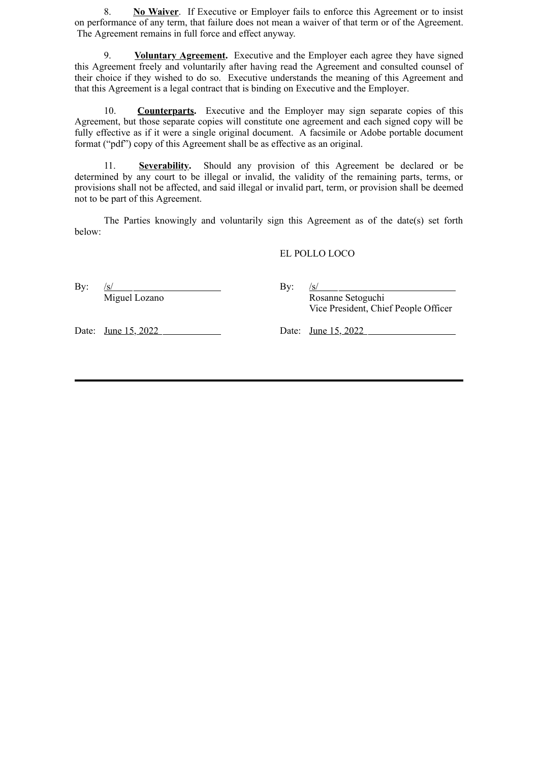8. **No Waiver**. If Executive or Employer fails to enforce this Agreement or to insist on performance of any term, that failure does not mean a waiver of that term or of the Agreement. The Agreement remains in full force and effect anyway.

9. **Voluntary Agreement.** Executive and the Employer each agree they have signed this Agreement freely and voluntarily after having read the Agreement and consulted counsel of their choice if they wished to do so. Executive understands the meaning of this Agreement and that this Agreement is a legal contract that is binding on Executive and the Employer.

10. **Counterparts.** Executive and the Employer may sign separate copies of this Agreement, but those separate copies will constitute one agreement and each signed copy will be fully effective as if it were a single original document. A facsimile or Adobe portable document format ("pdf") copy of this Agreement shall be as effective as an original.

11. **Severability.** Should any provision of this Agreement be declared or be determined by any court to be illegal or invalid, the validity of the remaining parts, terms, or provisions shall not be affected, and said illegal or invalid part, term, or provision shall be deemed not to be part of this Agreement.

The Parties knowingly and voluntarily sign this Agreement as of the date(s) set forth below:

| | EL POLLO LOCO |
|---|---|
| By: /s/ | By: /s/ |
| Miguel Lozano | Rosanne Setoguchi<br>Vice President, Chief People Officer |
| Date: June 15, 2022 | Date: June 15, 2022 |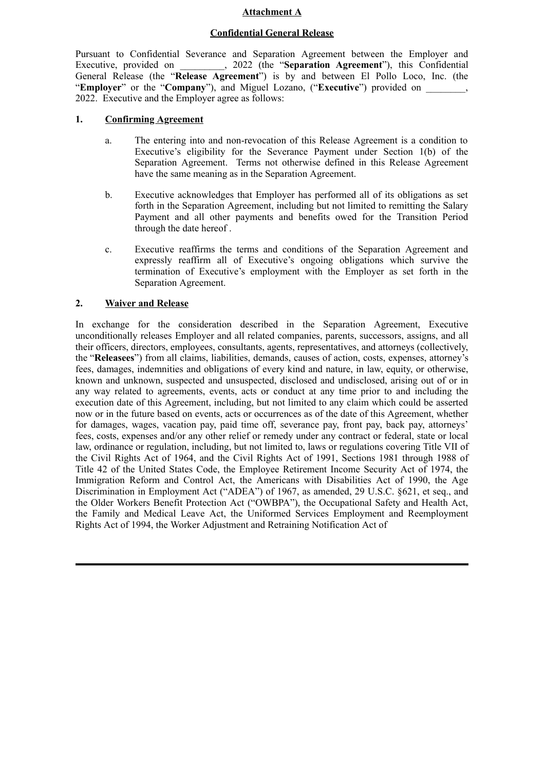**Attachment A**

**Confidential General Release**

Pursuant to Confidential Severance and Separation Agreement between the Employer and Executive, provided on _________, 2022 (the "**Separation Agreement**"), this Confidential General Release (the "**Release Agreement**") is by and between El Pollo Loco, Inc. (the "**Employer**" or the "**Company**"), and Miguel Lozano, ("**Executive**") provided on ________, 2022. Executive and the Employer agree as follows:

**1. Confirming Agreement**

a. The entering into and non-revocation of this Release Agreement is a condition to Executive's eligibility for the Severance Payment under Section 1(b) of the Separation Agreement. Terms not otherwise defined in this Release Agreement have the same meaning as in the Separation Agreement.

b. Executive acknowledges that Employer has performed all of its obligations as set forth in the Separation Agreement, including but not limited to remitting the Salary Payment and all other payments and benefits owed for the Transition Period through the date hereof .

c. Executive reaffirms the terms and conditions of the Separation Agreement and expressly reaffirm all of Executive's ongoing obligations which survive the termination of Executive's employment with the Employer as set forth in the Separation Agreement.

**2. Waiver and Release**

In exchange for the consideration described in the Separation Agreement, Executive unconditionally releases Employer and all related companies, parents, successors, assigns, and all their officers, directors, employees, consultants, agents, representatives, and attorneys (collectively, the "**Releasees**") from all claims, liabilities, demands, causes of action, costs, expenses, attorney's fees, damages, indemnities and obligations of every kind and nature, in law, equity, or otherwise, known and unknown, suspected and unsuspected, disclosed and undisclosed, arising out of or in any way related to agreements, events, acts or conduct at any time prior to and including the execution date of this Agreement, including, but not limited to any claim which could be asserted now or in the future based on events, acts or occurrences as of the date of this Agreement, whether for damages, wages, vacation pay, paid time off, severance pay, front pay, back pay, attorneys' fees, costs, expenses and/or any other relief or remedy under any contract or federal, state or local law, ordinance or regulation, including, but not limited to, laws or regulations covering Title VII of the Civil Rights Act of 1964, and the Civil Rights Act of 1991, Sections 1981 through 1988 of Title 42 of the United States Code, the Employee Retirement Income Security Act of 1974, the Immigration Reform and Control Act, the Americans with Disabilities Act of 1990, the Age Discrimination in Employment Act ("ADEA") of 1967, as amended, 29 U.S.C. §621, et seq., and the Older Workers Benefit Protection Act ("OWBPA"), the Occupational Safety and Health Act, the Family and Medical Leave Act, the Uniformed Services Employment and Reemployment Rights Act of 1994, the Worker Adjustment and Retraining Notification Act of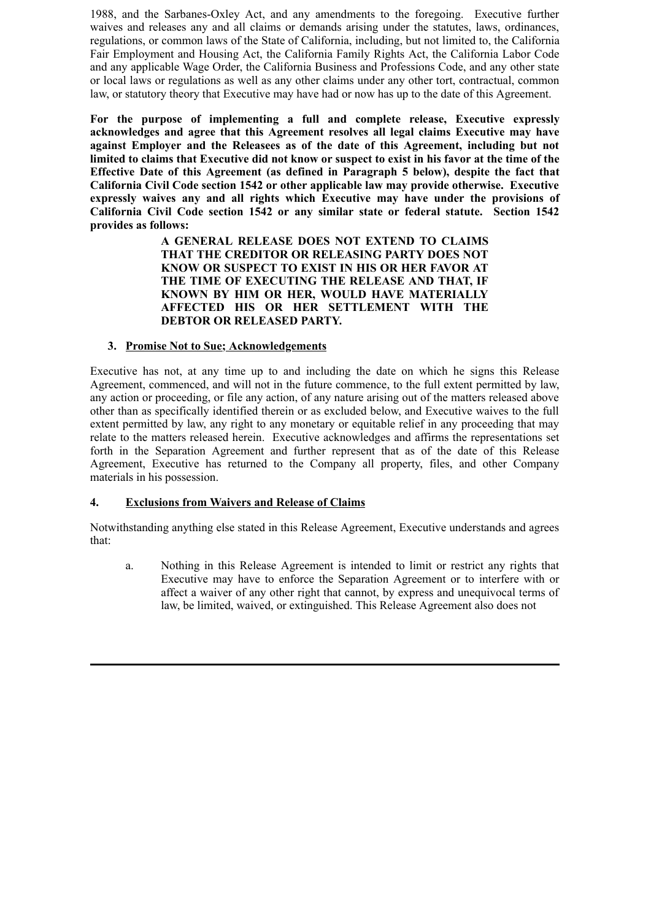1988, and the Sarbanes-Oxley Act, and any amendments to the foregoing. Executive further waives and releases any and all claims or demands arising under the statutes, laws, ordinances, regulations, or common laws of the State of California, including, but not limited to, the California Fair Employment and Housing Act, the California Family Rights Act, the California Labor Code and any applicable Wage Order, the California Business and Professions Code, and any other state or local laws or regulations as well as any other claims under any other tort, contractual, common law, or statutory theory that Executive may have had or now has up to the date of this Agreement.

**For the purpose of implementing a full and complete release, Executive expressly acknowledges and agree that this Agreement resolves all legal claims Executive may have against Employer and the Releasees as of the date of this Agreement, including but not limited to claims that Executive did not know or suspect to exist in his favor at the time of the Effective Date of this Agreement (as defined in Paragraph 5 below), despite the fact that California Civil Code section 1542 or other applicable law may provide otherwise. Executive expressly waives any and all rights which Executive may have under the provisions of California Civil Code section 1542 or any similar state or federal statute. Section 1542 provides as follows:**

> **A GENERAL RELEASE DOES NOT EXTEND TO CLAIMS THAT THE CREDITOR OR RELEASING PARTY DOES NOT KNOW OR SUSPECT TO EXIST IN HIS OR HER FAVOR AT THE TIME OF EXECUTING THE RELEASE AND THAT, IF KNOWN BY HIM OR HER, WOULD HAVE MATERIALLY AFFECTED HIS OR HER SETTLEMENT WITH THE DEBTOR OR RELEASED PARTY.**

**3. <u>Promise Not to Sue; Acknowledgements</u>**

Executive has not, at any time up to and including the date on which he signs this Release Agreement, commenced, and will not in the future commence, to the full extent permitted by law, any action or proceeding, or file any action, of any nature arising out of the matters released above other than as specifically identified therein or as excluded below, and Executive waives to the full extent permitted by law, any right to any monetary or equitable relief in any proceeding that may relate to the matters released herein. Executive acknowledges and affirms the representations set forth in the Separation Agreement and further represent that as of the date of this Release Agreement, Executive has returned to the Company all property, files, and other Company materials in his possession.

**4. <u>Exclusions from Waivers and Release of Claims</u>**

Notwithstanding anything else stated in this Release Agreement, Executive understands and agrees that:

a. Nothing in this Release Agreement is intended to limit or restrict any rights that Executive may have to enforce the Separation Agreement or to interfere with or affect a waiver of any other right that cannot, by express and unequivocal terms of law, be limited, waived, or extinguished. This Release Agreement also does not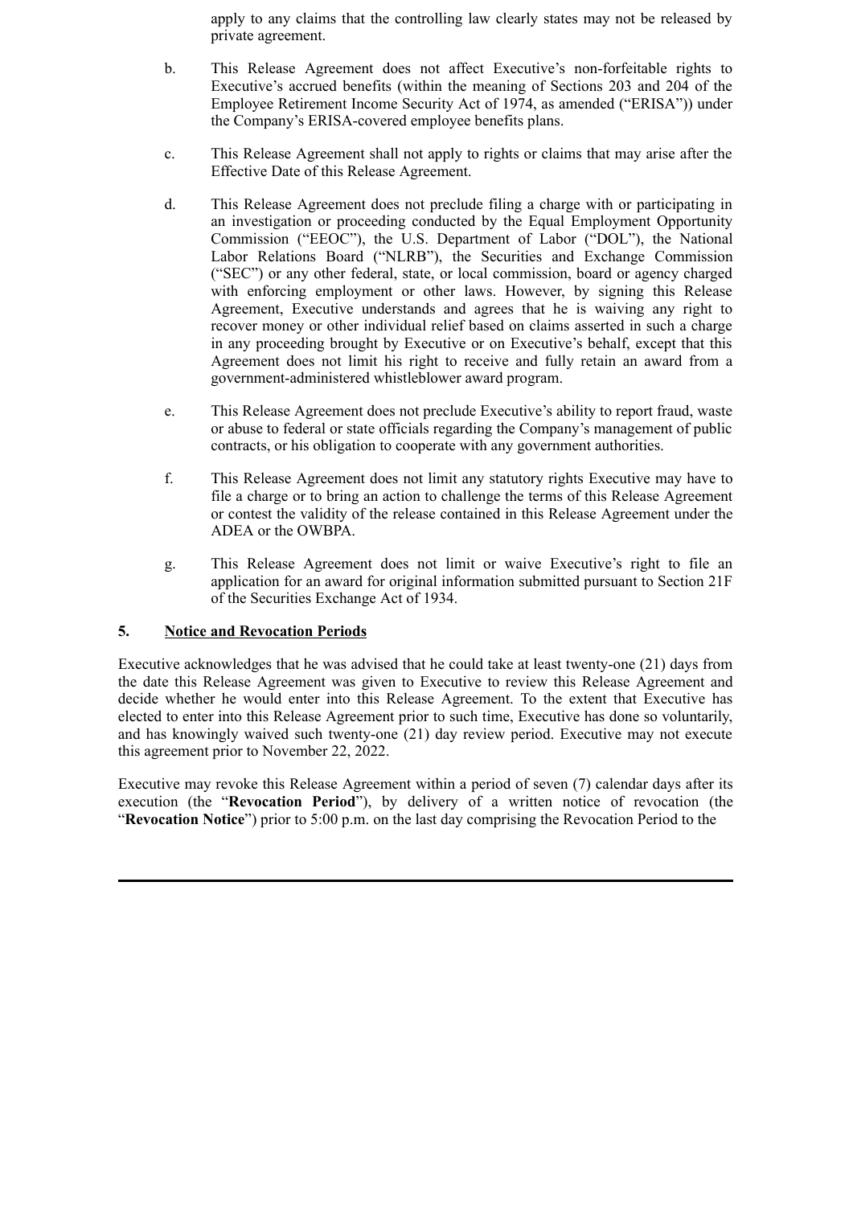apply to any claims that the controlling law clearly states may not be released by private agreement.

b. This Release Agreement does not affect Executive's non-forfeitable rights to Executive's accrued benefits (within the meaning of Sections 203 and 204 of the Employee Retirement Income Security Act of 1974, as amended ("ERISA")) under the Company's ERISA-covered employee benefits plans.

c. This Release Agreement shall not apply to rights or claims that may arise after the Effective Date of this Release Agreement.

d. This Release Agreement does not preclude filing a charge with or participating in an investigation or proceeding conducted by the Equal Employment Opportunity Commission ("EEOC"), the U.S. Department of Labor ("DOL"), the National Labor Relations Board ("NLRB"), the Securities and Exchange Commission ("SEC") or any other federal, state, or local commission, board or agency charged with enforcing employment or other laws. However, by signing this Release Agreement, Executive understands and agrees that he is waiving any right to recover money or other individual relief based on claims asserted in such a charge in any proceeding brought by Executive or on Executive's behalf, except that this Agreement does not limit his right to receive and fully retain an award from a government-administered whistleblower award program.

e. This Release Agreement does not preclude Executive's ability to report fraud, waste or abuse to federal or state officials regarding the Company's management of public contracts, or his obligation to cooperate with any government authorities.

f. This Release Agreement does not limit any statutory rights Executive may have to file a charge or to bring an action to challenge the terms of this Release Agreement or contest the validity of the release contained in this Release Agreement under the ADEA or the OWBPA.

g. This Release Agreement does not limit or waive Executive's right to file an application for an award for original information submitted pursuant to Section 21F of the Securities Exchange Act of 1934.

**5. <u>Notice and Revocation Periods</u>**

Executive acknowledges that he was advised that he could take at least twenty-one (21) days from the date this Release Agreement was given to Executive to review this Release Agreement and decide whether he would enter into this Release Agreement. To the extent that Executive has elected to enter into this Release Agreement prior to such time, Executive has done so voluntarily, and has knowingly waived such twenty-one (21) day review period. Executive may not execute this agreement prior to November 22, 2022.

Executive may revoke this Release Agreement within a period of seven (7) calendar days after its execution (the "**Revocation Period**"), by delivery of a written notice of revocation (the "**Revocation Notice**") prior to 5:00 p.m. on the last day comprising the Revocation Period to the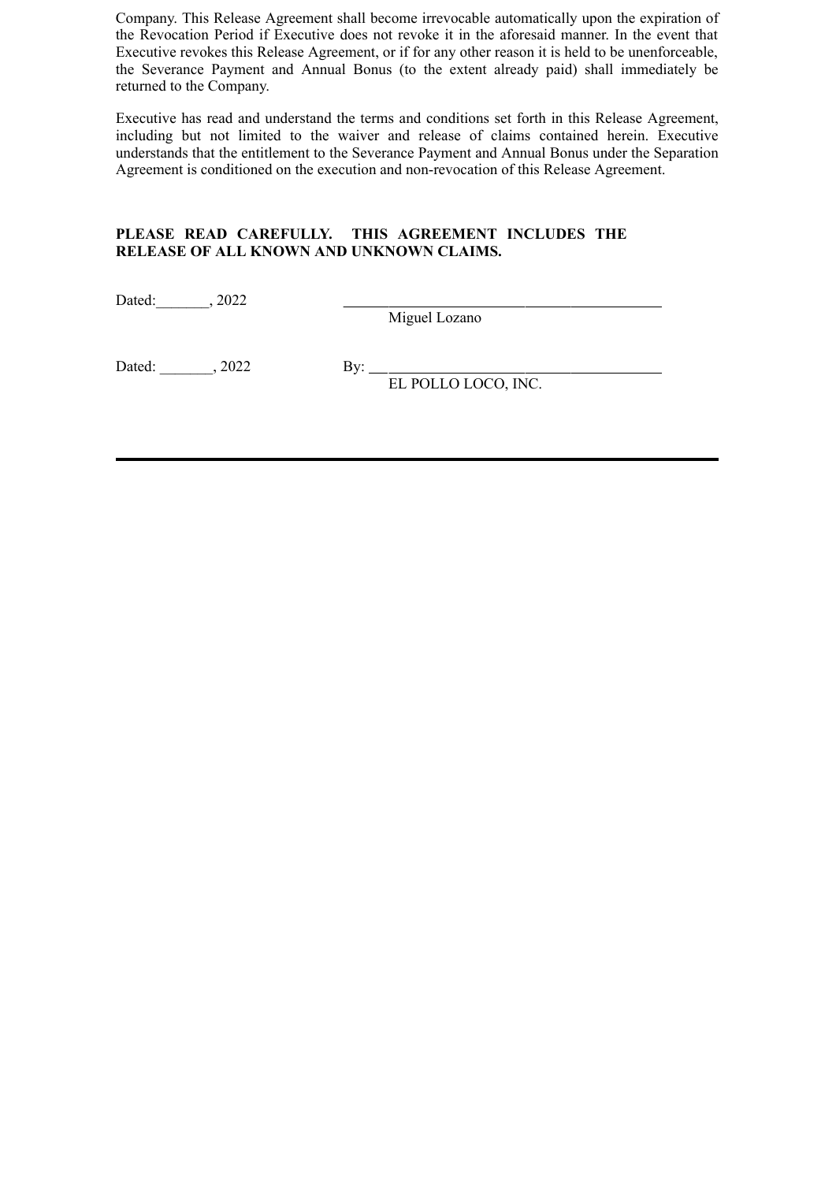Company. This Release Agreement shall become irrevocable automatically upon the expiration of the Revocation Period if Executive does not revoke it in the aforesaid manner. In the event that Executive revokes this Release Agreement, or if for any other reason it is held to be unenforceable, the Severance Payment and Annual Bonus (to the extent already paid) shall immediately be returned to the Company.

Executive has read and understand the terms and conditions set forth in this Release Agreement, including but not limited to the waiver and release of claims contained herein. Executive understands that the entitlement to the Severance Payment and Annual Bonus under the Separation Agreement is conditioned on the execution and non-revocation of this Release Agreement.

**PLEASE READ CAREFULLY. THIS AGREEMENT INCLUDES THE RELEASE OF ALL KNOWN AND UNKNOWN CLAIMS.**

Dated:_______, 2022 ___________________________________________

Miguel Lozano

Dated: _______, 2022 By: ___________________________________________

EL POLLO LOCO, INC.